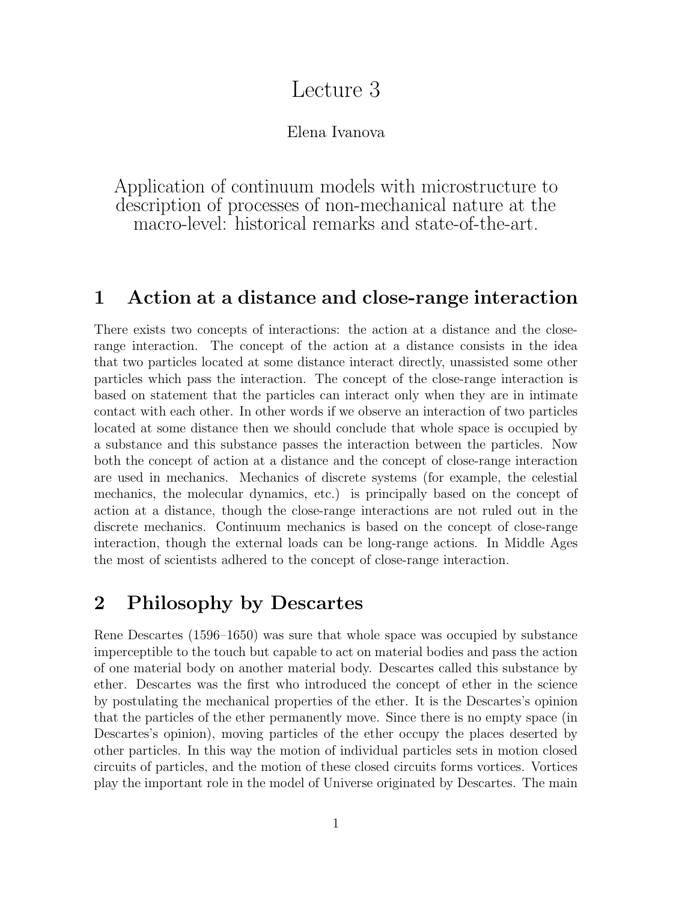# Lecture 3

Elena Ivanova

Application of continuum models with microstructure to description of processes of non-mechanical nature at the macro-level: historical remarks and state-of-the-art.

## 1 Action at a distance and close-range interaction

There exists two concepts of interactions: the action at a distance and the close-range interaction. The concept of the action at a distance consists in the idea that two particles located at some distance interact directly, unassisted some other particles which pass the interaction. The concept of the close-range interaction is based on statement that the particles can interact only when they are in intimate contact with each other. In other words if we observe an interaction of two particles located at some distance then we should conclude that whole space is occupied by a substance and this substance passes the interaction between the particles. Now both the concept of action at a distance and the concept of close-range interaction are used in mechanics. Mechanics of discrete systems (for example, the celestial mechanics, the molecular dynamics, etc.) is principally based on the concept of action at a distance, though the close-range interactions are not ruled out in the discrete mechanics. Continuum mechanics is based on the concept of close-range interaction, though the external loads can be long-range actions. In Middle Ages the most of scientists adhered to the concept of close-range interaction.

## 2 Philosophy by Descartes

Rene Descartes (1596–1650) was sure that whole space was occupied by substance imperceptible to the touch but capable to act on material bodies and pass the action of one material body on another material body. Descartes called this substance by ether. Descartes was the first who introduced the concept of ether in the science by postulating the mechanical properties of the ether. It is the Descartes's opinion that the particles of the ether permanently move. Since there is no empty space (in Descartes's opinion), moving particles of the ether occupy the places deserted by other particles. In this way the motion of individual particles sets in motion closed circuits of particles, and the motion of these closed circuits forms vortices. Vortices play the important role in the model of Universe originated by Descartes. The main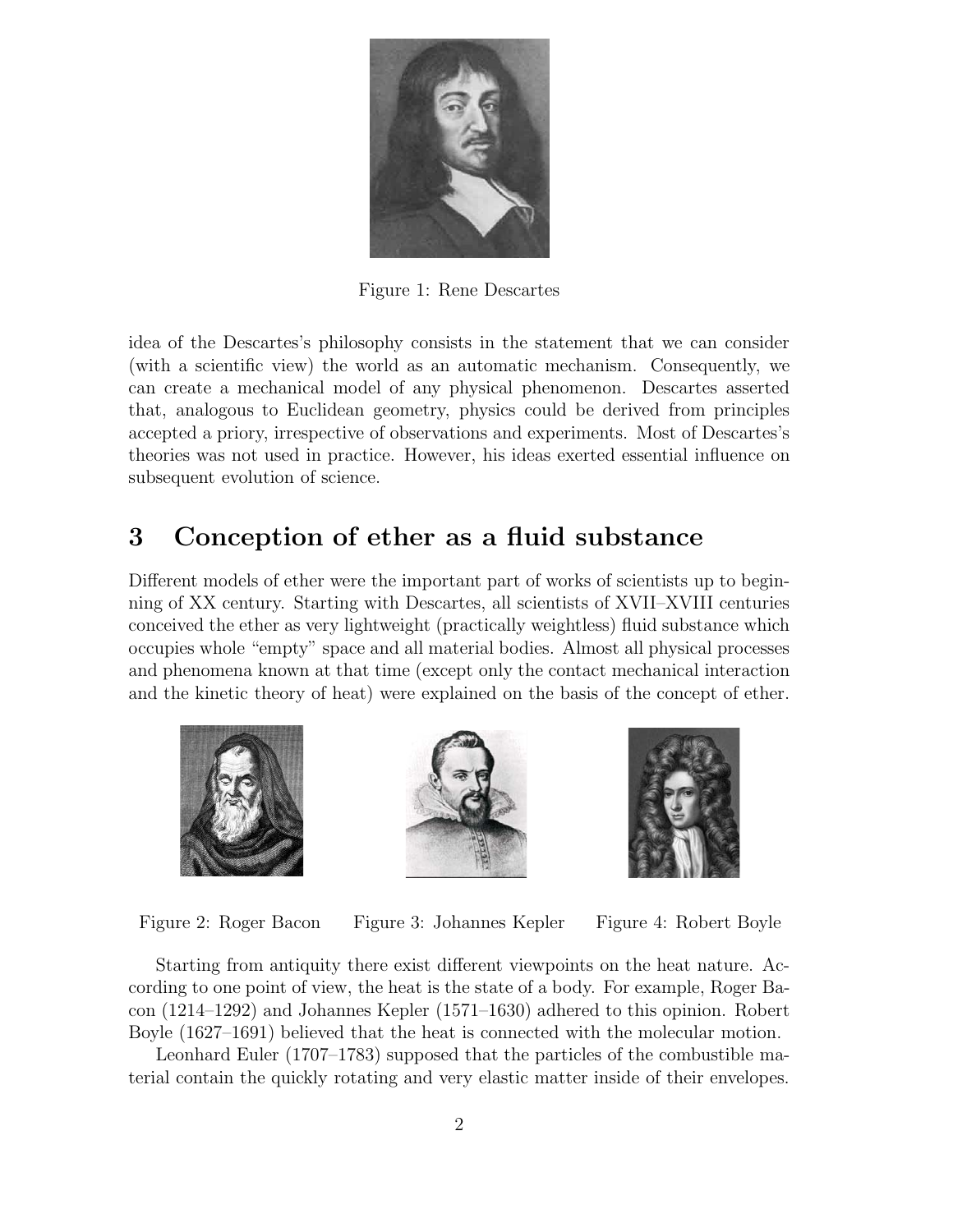Figure 1: Rene Descartes

idea of the Descartes's philosophy consists in the statement that we can consider (with a scientific view) the world as an automatic mechanism. Consequently, we can create a mechanical model of any physical phenomenon. Descartes asserted that, analogous to Euclidean geometry, physics could be derived from principles accepted a priory, irrespective of observations and experiments. Most of Descartes's theories was not used in practice. However, his ideas exerted essential influence on subsequent evolution of science.

## 3 Conception of ether as a fluid substance

Different models of ether were the important part of works of scientists up to beginning of XX century. Starting with Descartes, all scientists of XVII–XVIII centuries conceived the ether as very lightweight (practically weightless) fluid substance which occupies whole "empty" space and all material bodies. Almost all physical processes and phenomena known at that time (except only the contact mechanical interaction and the kinetic theory of heat) were explained on the basis of the concept of ether.

Figure 2: Roger Bacon

Figure 3: Johannes Kepler

Figure 4: Robert Boyle

Starting from antiquity there exist different viewpoints on the heat nature. According to one point of view, the heat is the state of a body. For example, Roger Bacon (1214–1292) and Johannes Kepler (1571–1630) adhered to this opinion. Robert Boyle (1627–1691) believed that the heat is connected with the molecular motion.

Leonhard Euler (1707–1783) supposed that the particles of the combustible material contain the quickly rotating and very elastic matter inside of their envelopes.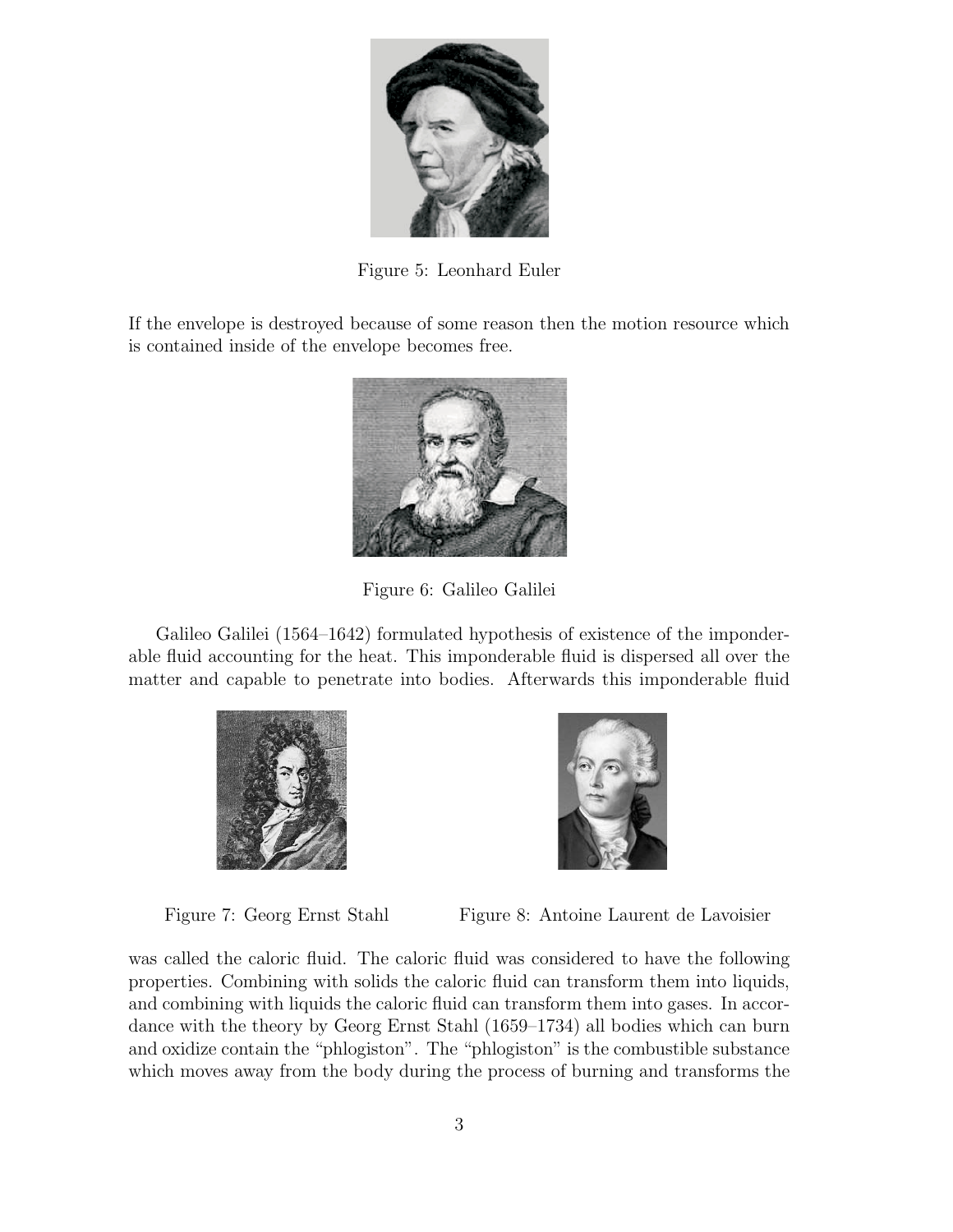Figure 5: Leonhard Euler

If the envelope is destroyed because of some reason then the motion resource which is contained inside of the envelope becomes free.

Figure 6: Galileo Galilei

Galileo Galilei (1564–1642) formulated hypothesis of existence of the imponderable fluid accounting for the heat. This imponderable fluid is dispersed all over the matter and capable to penetrate into bodies. Afterwards this imponderable fluid

Figure 7: Georg Ernst Stahl

Figure 8: Antoine Laurent de Lavoisier

was called the caloric fluid. The caloric fluid was considered to have the following properties. Combining with solids the caloric fluid can transform them into liquids, and combining with liquids the caloric fluid can transform them into gases. In accordance with the theory by Georg Ernst Stahl (1659–1734) all bodies which can burn and oxidize contain the "phlogiston". The "phlogiston" is the combustible substance which moves away from the body during the process of burning and transforms the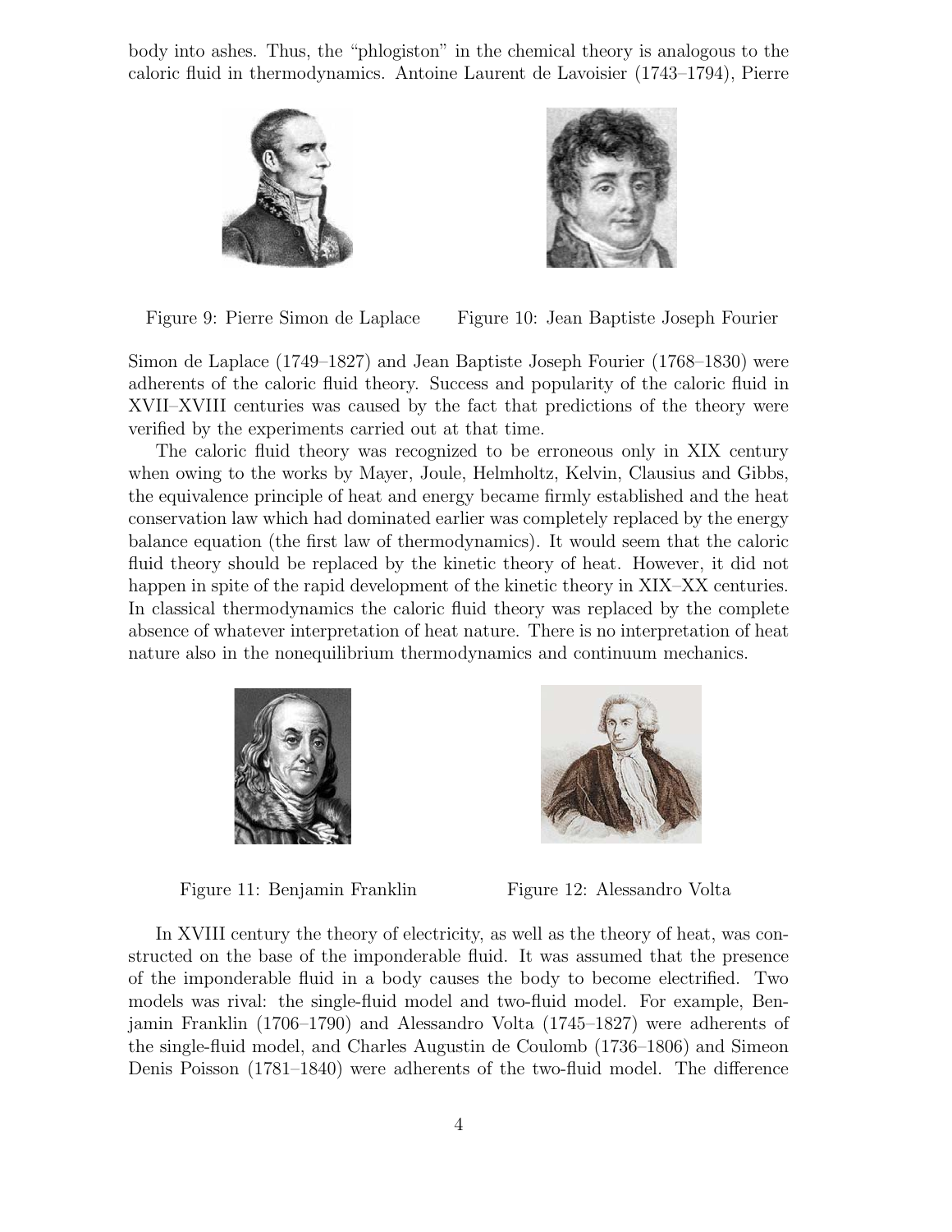body into ashes. Thus, the "phlogiston" in the chemical theory is analogous to the caloric fluid in thermodynamics. Antoine Laurent de Lavoisier (1743–1794), Pierre

Figure 9: Pierre Simon de Laplace

Figure 10: Jean Baptiste Joseph Fourier

Simon de Laplace (1749–1827) and Jean Baptiste Joseph Fourier (1768–1830) were adherents of the caloric fluid theory. Success and popularity of the caloric fluid in XVII–XVIII centuries was caused by the fact that predictions of the theory were verified by the experiments carried out at that time.

The caloric fluid theory was recognized to be erroneous only in XIX century when owing to the works by Mayer, Joule, Helmholtz, Kelvin, Clausius and Gibbs, the equivalence principle of heat and energy became firmly established and the heat conservation law which had dominated earlier was completely replaced by the energy balance equation (the first law of thermodynamics). It would seem that the caloric fluid theory should be replaced by the kinetic theory of heat. However, it did not happen in spite of the rapid development of the kinetic theory in XIX–XX centuries. In classical thermodynamics the caloric fluid theory was replaced by the complete absence of whatever interpretation of heat nature. There is no interpretation of heat nature also in the nonequilibrium thermodynamics and continuum mechanics.

Figure 11: Benjamin Franklin

Figure 12: Alessandro Volta

In XVIII century the theory of electricity, as well as the theory of heat, was constructed on the base of the imponderable fluid. It was assumed that the presence of the imponderable fluid in a body causes the body to become electrified. Two models was rival: the single-fluid model and two-fluid model. For example, Benjamin Franklin (1706–1790) and Alessandro Volta (1745–1827) were adherents of the single-fluid model, and Charles Augustin de Coulomb (1736–1806) and Simeon Denis Poisson (1781–1840) were adherents of the two-fluid model. The difference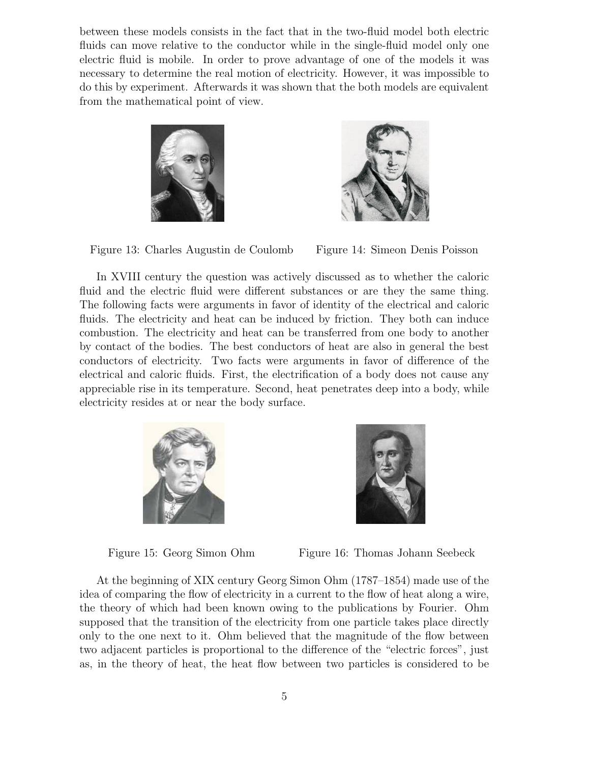between these models consists in the fact that in the two-fluid model both electric fluids can move relative to the conductor while in the single-fluid model only one electric fluid is mobile. In order to prove advantage of one of the models it was necessary to determine the real motion of electricity. However, it was impossible to do this by experiment. Afterwards it was shown that the both models are equivalent from the mathematical point of view.

Figure 13: Charles Augustin de Coulomb

Figure 14: Simeon Denis Poisson

In XVIII century the question was actively discussed as to whether the caloric fluid and the electric fluid were different substances or are they the same thing. The following facts were arguments in favor of identity of the electrical and caloric fluids. The electricity and heat can be induced by friction. They both can induce combustion. The electricity and heat can be transferred from one body to another by contact of the bodies. The best conductors of heat are also in general the best conductors of electricity. Two facts were arguments in favor of difference of the electrical and caloric fluids. First, the electrification of a body does not cause any appreciable rise in its temperature. Second, heat penetrates deep into a body, while electricity resides at or near the body surface.

Figure 15: Georg Simon Ohm

Figure 16: Thomas Johann Seebeck

At the beginning of XIX century Georg Simon Ohm (1787–1854) made use of the idea of comparing the flow of electricity in a current to the flow of heat along a wire, the theory of which had been known owing to the publications by Fourier. Ohm supposed that the transition of the electricity from one particle takes place directly only to the one next to it. Ohm believed that the magnitude of the flow between two adjacent particles is proportional to the difference of the "electric forces", just as, in the theory of heat, the heat flow between two particles is considered to be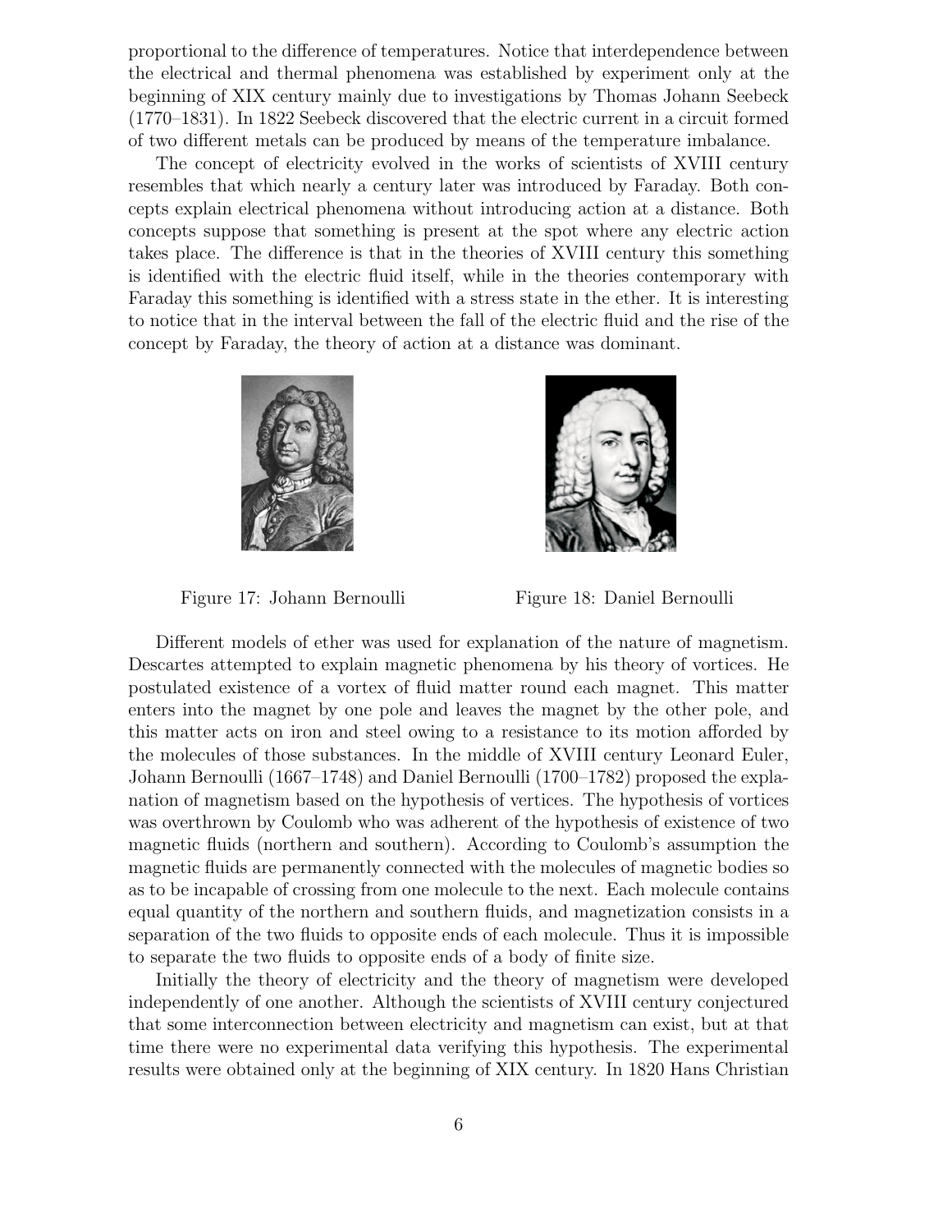proportional to the difference of temperatures. Notice that interdependence between the electrical and thermal phenomena was established by experiment only at the beginning of XIX century mainly due to investigations by Thomas Johann Seebeck (1770–1831). In 1822 Seebeck discovered that the electric current in a circuit formed of two different metals can be produced by means of the temperature imbalance.

The concept of electricity evolved in the works of scientists of XVIII century resembles that which nearly a century later was introduced by Faraday. Both concepts explain electrical phenomena without introducing action at a distance. Both concepts suppose that something is present at the spot where any electric action takes place. The difference is that in the theories of XVIII century this something is identified with the electric fluid itself, while in the theories contemporary with Faraday this something is identified with a stress state in the ether. It is interesting to notice that in the interval between the fall of the electric fluid and the rise of the concept by Faraday, the theory of action at a distance was dominant.

Figure 17: Johann Bernoulli

Figure 18: Daniel Bernoulli

Different models of ether was used for explanation of the nature of magnetism. Descartes attempted to explain magnetic phenomena by his theory of vortices. He postulated existence of a vortex of fluid matter round each magnet. This matter enters into the magnet by one pole and leaves the magnet by the other pole, and this matter acts on iron and steel owing to a resistance to its motion afforded by the molecules of those substances. In the middle of XVIII century Leonard Euler, Johann Bernoulli (1667–1748) and Daniel Bernoulli (1700–1782) proposed the explanation of magnetism based on the hypothesis of vertices. The hypothesis of vortices was overthrown by Coulomb who was adherent of the hypothesis of existence of two magnetic fluids (northern and southern). According to Coulomb's assumption the magnetic fluids are permanently connected with the molecules of magnetic bodies so as to be incapable of crossing from one molecule to the next. Each molecule contains equal quantity of the northern and southern fluids, and magnetization consists in a separation of the two fluids to opposite ends of each molecule. Thus it is impossible to separate the two fluids to opposite ends of a body of finite size.

Initially the theory of electricity and the theory of magnetism were developed independently of one another. Although the scientists of XVIII century conjectured that some interconnection between electricity and magnetism can exist, but at that time there were no experimental data verifying this hypothesis. The experimental results were obtained only at the beginning of XIX century. In 1820 Hans Christian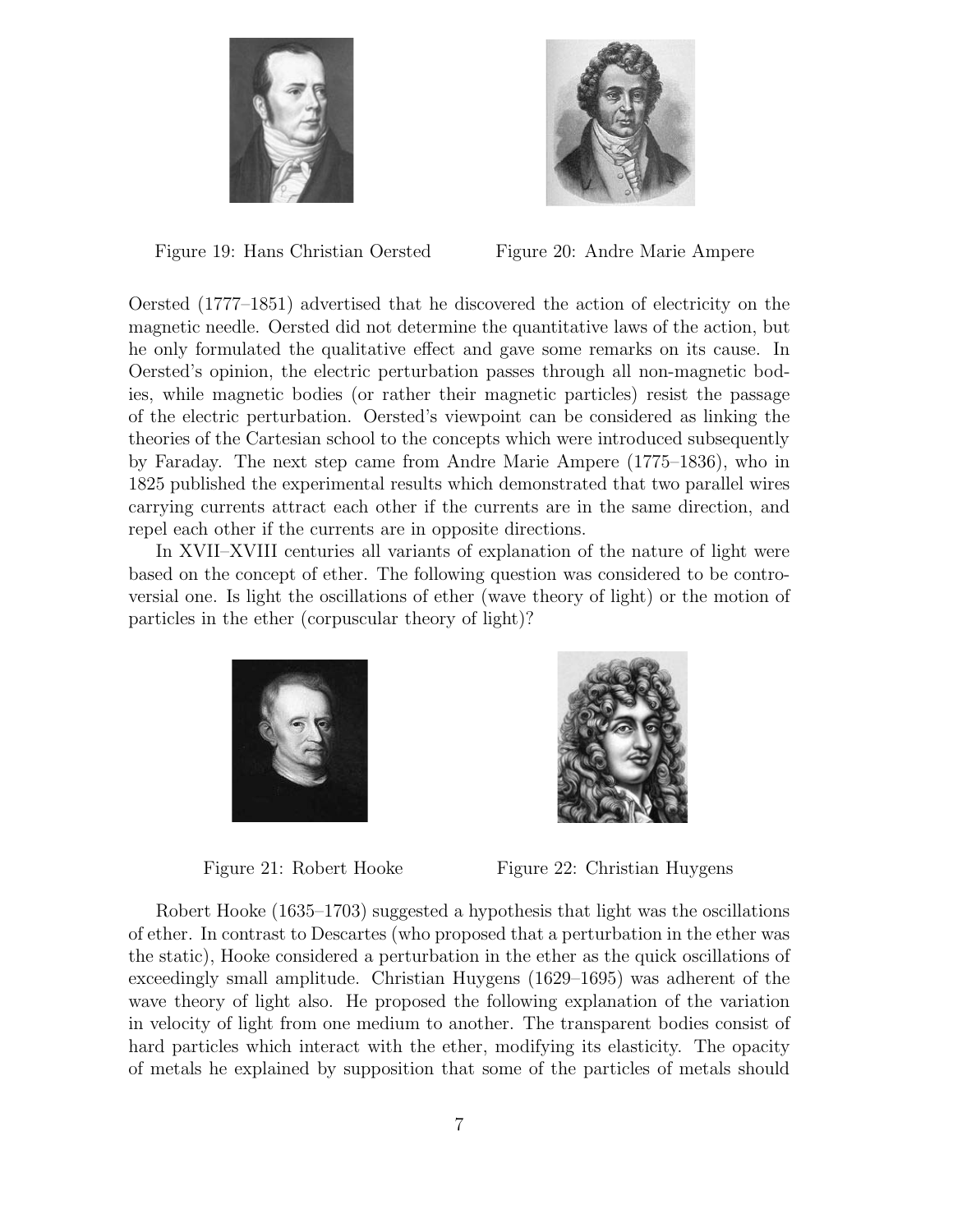Figure 19: Hans Christian Oersted

Figure 20: Andre Marie Ampere

Oersted (1777–1851) advertised that he discovered the action of electricity on the magnetic needle. Oersted did not determine the quantitative laws of the action, but he only formulated the qualitative effect and gave some remarks on its cause. In Oersted's opinion, the electric perturbation passes through all non-magnetic bodies, while magnetic bodies (or rather their magnetic particles) resist the passage of the electric perturbation. Oersted's viewpoint can be considered as linking the theories of the Cartesian school to the concepts which were introduced subsequently by Faraday. The next step came from Andre Marie Ampere (1775–1836), who in 1825 published the experimental results which demonstrated that two parallel wires carrying currents attract each other if the currents are in the same direction, and repel each other if the currents are in opposite directions.

In XVII–XVIII centuries all variants of explanation of the nature of light were based on the concept of ether. The following question was considered to be controversial one. Is light the oscillations of ether (wave theory of light) or the motion of particles in the ether (corpuscular theory of light)?

Figure 21: Robert Hooke

Figure 22: Christian Huygens

Robert Hooke (1635–1703) suggested a hypothesis that light was the oscillations of ether. In contrast to Descartes (who proposed that a perturbation in the ether was the static), Hooke considered a perturbation in the ether as the quick oscillations of exceedingly small amplitude. Christian Huygens (1629–1695) was adherent of the wave theory of light also. He proposed the following explanation of the variation in velocity of light from one medium to another. The transparent bodies consist of hard particles which interact with the ether, modifying its elasticity. The opacity of metals he explained by supposition that some of the particles of metals should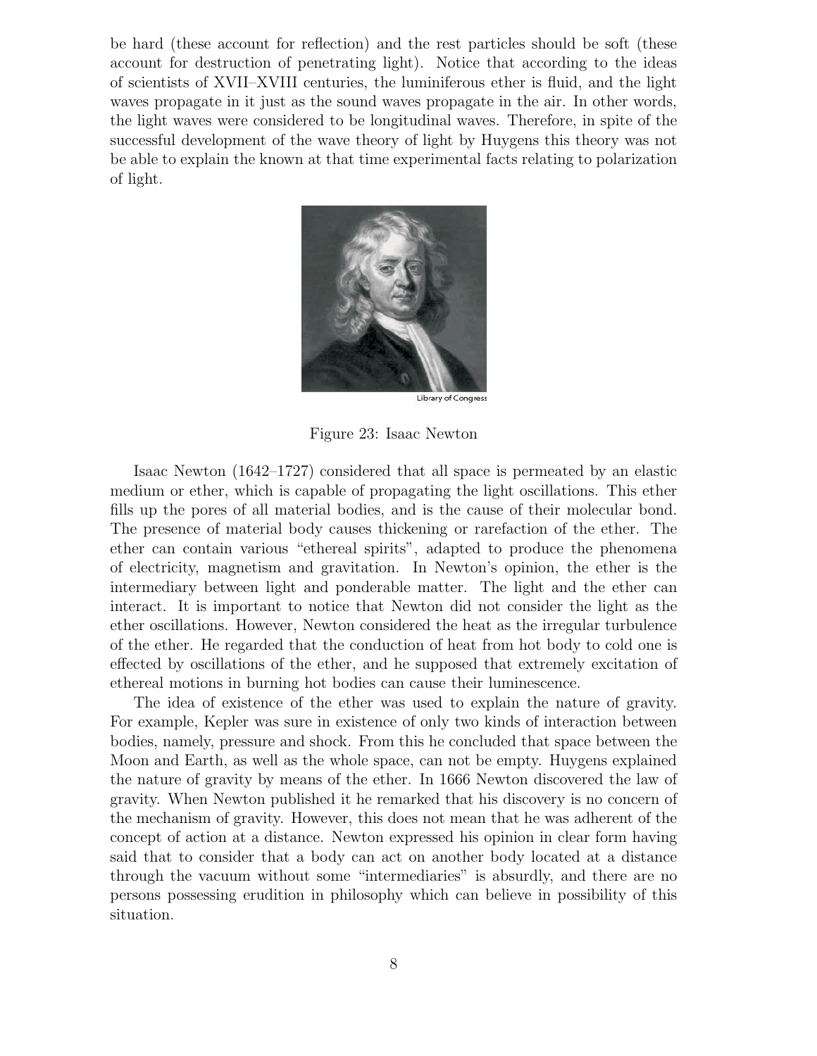be hard (these account for reflection) and the rest particles should be soft (these account for destruction of penetrating light). Notice that according to the ideas of scientists of XVII–XVIII centuries, the luminiferous ether is fluid, and the light waves propagate in it just as the sound waves propagate in the air. In other words, the light waves were considered to be longitudinal waves. Therefore, in spite of the successful development of the wave theory of light by Huygens this theory was not be able to explain the known at that time experimental facts relating to polarization of light.

Library of Congress

Figure 23: Isaac Newton

Isaac Newton (1642–1727) considered that all space is permeated by an elastic medium or ether, which is capable of propagating the light oscillations. This ether fills up the pores of all material bodies, and is the cause of their molecular bond. The presence of material body causes thickening or rarefaction of the ether. The ether can contain various "ethereal spirits", adapted to produce the phenomena of electricity, magnetism and gravitation. In Newton's opinion, the ether is the intermediary between light and ponderable matter. The light and the ether can interact. It is important to notice that Newton did not consider the light as the ether oscillations. However, Newton considered the heat as the irregular turbulence of the ether. He regarded that the conduction of heat from hot body to cold one is effected by oscillations of the ether, and he supposed that extremely excitation of ethereal motions in burning hot bodies can cause their luminescence.

The idea of existence of the ether was used to explain the nature of gravity. For example, Kepler was sure in existence of only two kinds of interaction between bodies, namely, pressure and shock. From this he concluded that space between the Moon and Earth, as well as the whole space, can not be empty. Huygens explained the nature of gravity by means of the ether. In 1666 Newton discovered the law of gravity. When Newton published it he remarked that his discovery is no concern of the mechanism of gravity. However, this does not mean that he was adherent of the concept of action at a distance. Newton expressed his opinion in clear form having said that to consider that a body can act on another body located at a distance through the vacuum without some "intermediaries" is absurdly, and there are no persons possessing erudition in philosophy which can believe in possibility of this situation.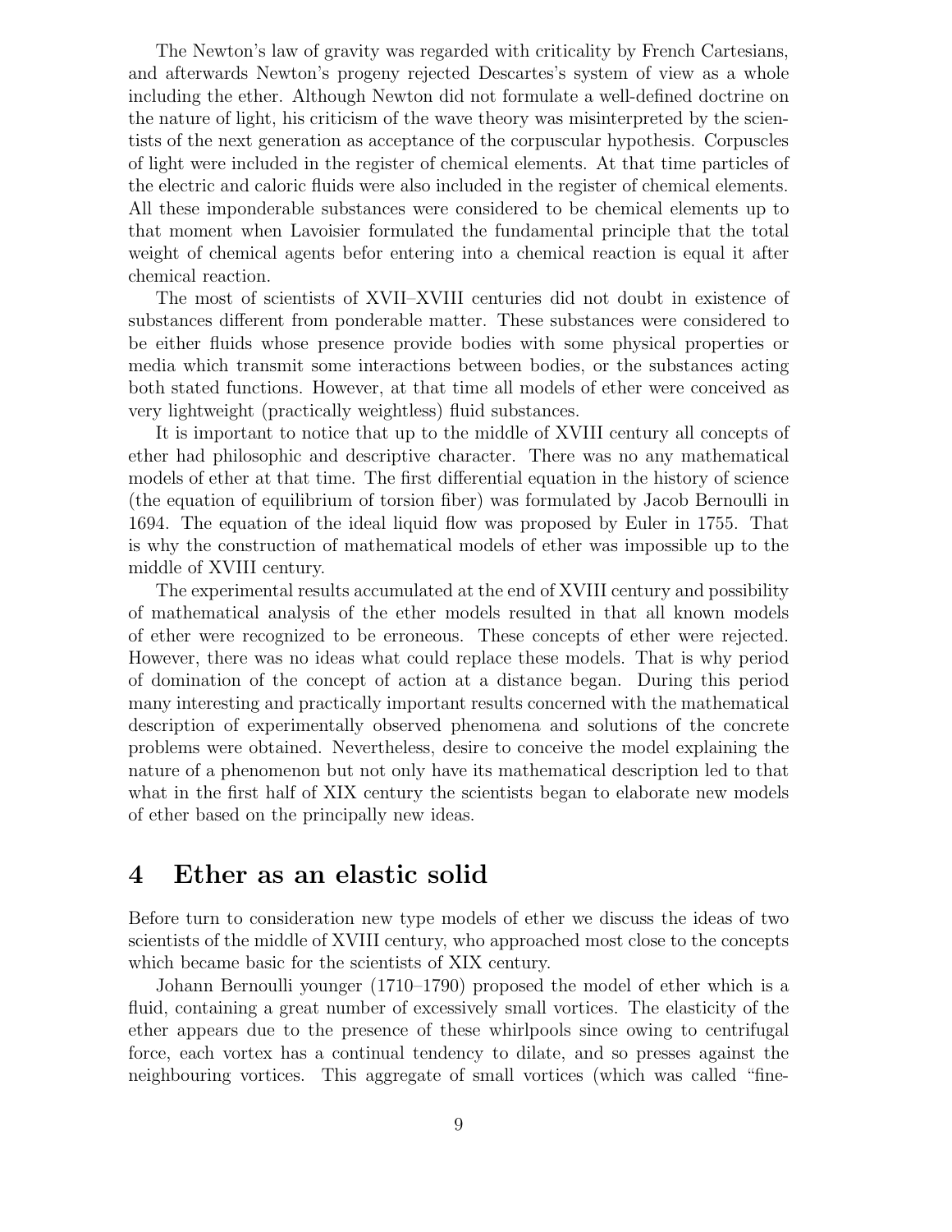The Newton's law of gravity was regarded with criticality by French Cartesians, and afterwards Newton's progeny rejected Descartes's system of view as a whole including the ether. Although Newton did not formulate a well-defined doctrine on the nature of light, his criticism of the wave theory was misinterpreted by the scientists of the next generation as acceptance of the corpuscular hypothesis. Corpuscles of light were included in the register of chemical elements. At that time particles of the electric and caloric fluids were also included in the register of chemical elements. All these imponderable substances were considered to be chemical elements up to that moment when Lavoisier formulated the fundamental principle that the total weight of chemical agents befor entering into a chemical reaction is equal it after chemical reaction.

The most of scientists of XVII–XVIII centuries did not doubt in existence of substances different from ponderable matter. These substances were considered to be either fluids whose presence provide bodies with some physical properties or media which transmit some interactions between bodies, or the substances acting both stated functions. However, at that time all models of ether were conceived as very lightweight (practically weightless) fluid substances.

It is important to notice that up to the middle of XVIII century all concepts of ether had philosophic and descriptive character. There was no any mathematical models of ether at that time. The first differential equation in the history of science (the equation of equilibrium of torsion fiber) was formulated by Jacob Bernoulli in 1694. The equation of the ideal liquid flow was proposed by Euler in 1755. That is why the construction of mathematical models of ether was impossible up to the middle of XVIII century.

The experimental results accumulated at the end of XVIII century and possibility of mathematical analysis of the ether models resulted in that all known models of ether were recognized to be erroneous. These concepts of ether were rejected. However, there was no ideas what could replace these models. That is why period of domination of the concept of action at a distance began. During this period many interesting and practically important results concerned with the mathematical description of experimentally observed phenomena and solutions of the concrete problems were obtained. Nevertheless, desire to conceive the model explaining the nature of a phenomenon but not only have its mathematical description led to that what in the first half of XIX century the scientists began to elaborate new models of ether based on the principally new ideas.

## 4 Ether as an elastic solid

Before turn to consideration new type models of ether we discuss the ideas of two scientists of the middle of XVIII century, who approached most close to the concepts which became basic for the scientists of XIX century.

Johann Bernoulli younger (1710–1790) proposed the model of ether which is a fluid, containing a great number of excessively small vortices. The elasticity of the ether appears due to the presence of these whirlpools since owing to centrifugal force, each vortex has a continual tendency to dilate, and so presses against the neighbouring vortices. This aggregate of small vortices (which was called "fine-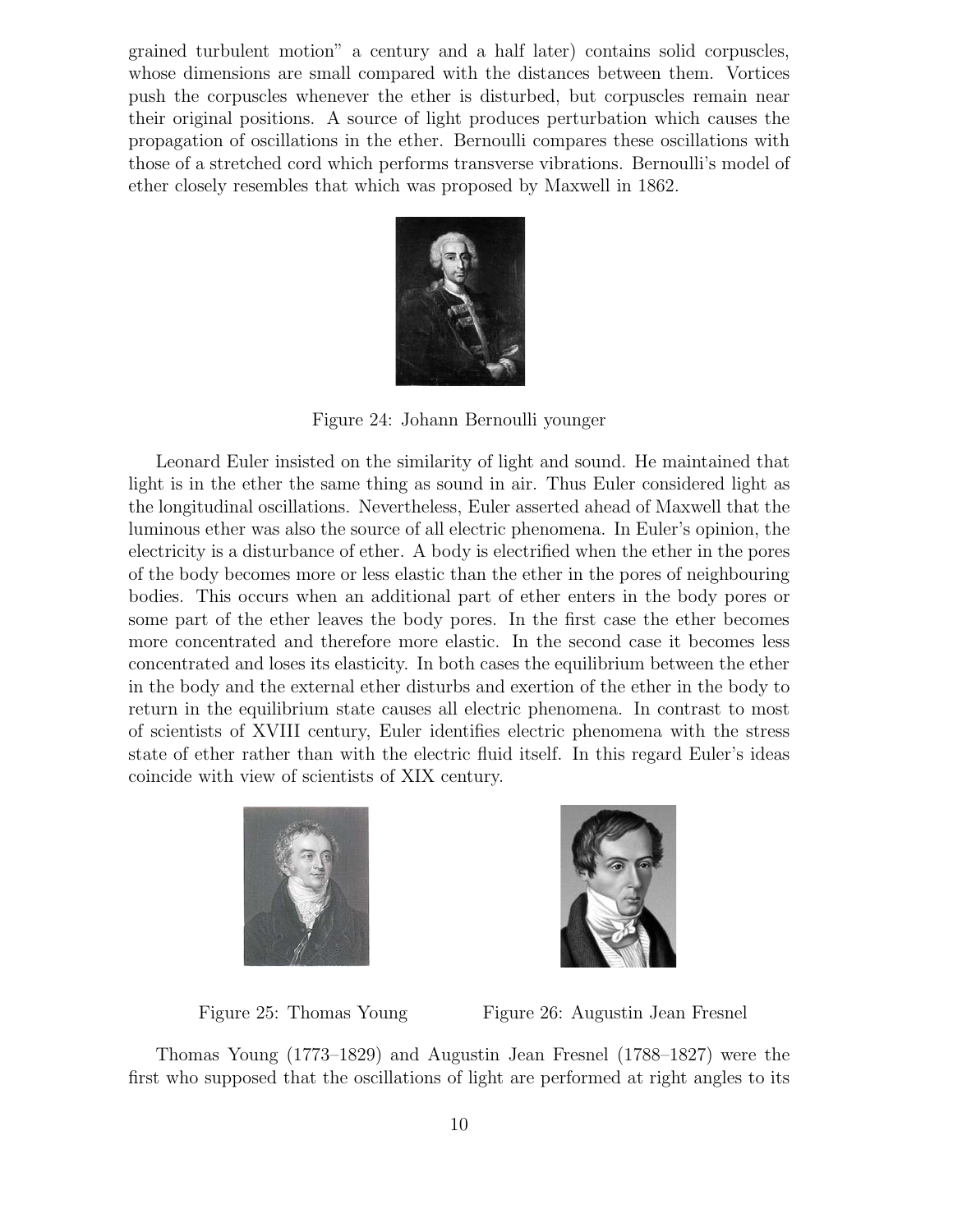grained turbulent motion" a century and a half later) contains solid corpuscles, whose dimensions are small compared with the distances between them. Vortices push the corpuscles whenever the ether is disturbed, but corpuscles remain near their original positions. A source of light produces perturbation which causes the propagation of oscillations in the ether. Bernoulli compares these oscillations with those of a stretched cord which performs transverse vibrations. Bernoulli's model of ether closely resembles that which was proposed by Maxwell in 1862.

Figure 24: Johann Bernoulli younger

Leonard Euler insisted on the similarity of light and sound. He maintained that light is in the ether the same thing as sound in air. Thus Euler considered light as the longitudinal oscillations. Nevertheless, Euler asserted ahead of Maxwell that the luminous ether was also the source of all electric phenomena. In Euler's opinion, the electricity is a disturbance of ether. A body is electrified when the ether in the pores of the body becomes more or less elastic than the ether in the pores of neighbouring bodies. This occurs when an additional part of ether enters in the body pores or some part of the ether leaves the body pores. In the first case the ether becomes more concentrated and therefore more elastic. In the second case it becomes less concentrated and loses its elasticity. In both cases the equilibrium between the ether in the body and the external ether disturbs and exertion of the ether in the body to return in the equilibrium state causes all electric phenomena. In contrast to most of scientists of XVIII century, Euler identifies electric phenomena with the stress state of ether rather than with the electric fluid itself. In this regard Euler's ideas coincide with view of scientists of XIX century.

Figure 25: Thomas Young

Figure 26: Augustin Jean Fresnel

Thomas Young (1773–1829) and Augustin Jean Fresnel (1788–1827) were the first who supposed that the oscillations of light are performed at right angles to its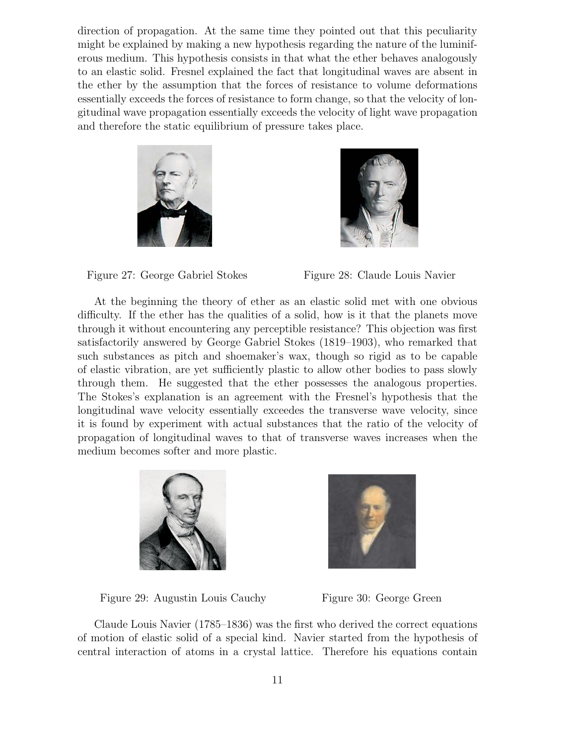direction of propagation. At the same time they pointed out that this peculiarity might be explained by making a new hypothesis regarding the nature of the luminiferous medium. This hypothesis consists in that what the ether behaves analogously to an elastic solid. Fresnel explained the fact that longitudinal waves are absent in the ether by the assumption that the forces of resistance to volume deformations essentially exceeds the forces of resistance to form change, so that the velocity of longitudinal wave propagation essentially exceeds the velocity of light wave propagation and therefore the static equilibrium of pressure takes place.

Figure 27: George Gabriel Stokes

Figure 28: Claude Louis Navier

At the beginning the theory of ether as an elastic solid met with one obvious difficulty. If the ether has the qualities of a solid, how is it that the planets move through it without encountering any perceptible resistance? This objection was first satisfactorily answered by George Gabriel Stokes (1819–1903), who remarked that such substances as pitch and shoemaker's wax, though so rigid as to be capable of elastic vibration, are yet sufficiently plastic to allow other bodies to pass slowly through them. He suggested that the ether possesses the analogous properties. The Stokes's explanation is an agreement with the Fresnel's hypothesis that the longitudinal wave velocity essentially exceedes the transverse wave velocity, since it is found by experiment with actual substances that the ratio of the velocity of propagation of longitudinal waves to that of transverse waves increases when the medium becomes softer and more plastic.

Figure 29: Augustin Louis Cauchy

Figure 30: George Green

Claude Louis Navier (1785–1836) was the first who derived the correct equations of motion of elastic solid of a special kind. Navier started from the hypothesis of central interaction of atoms in a crystal lattice. Therefore his equations contain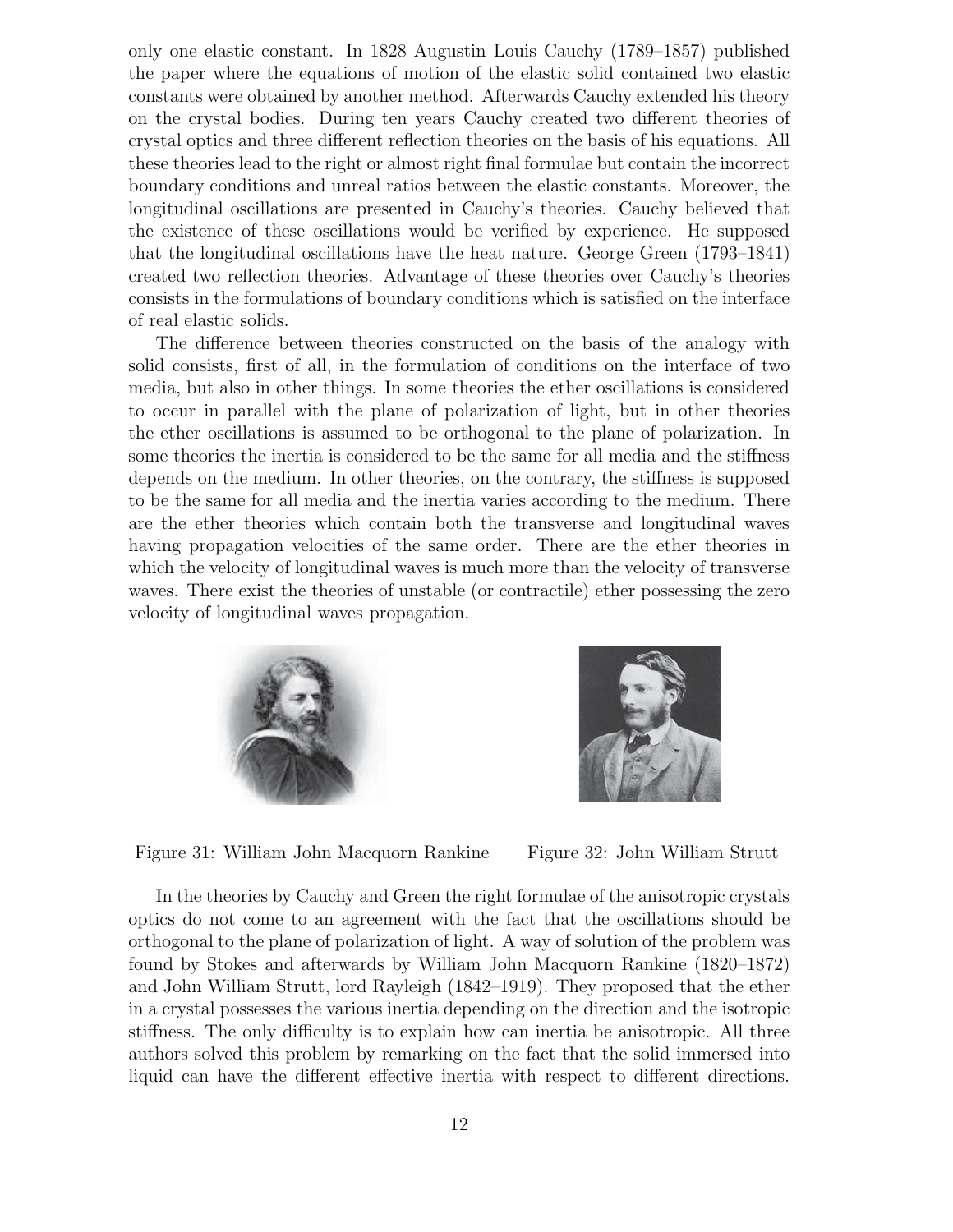only one elastic constant. In 1828 Augustin Louis Cauchy (1789–1857) published the paper where the equations of motion of the elastic solid contained two elastic constants were obtained by another method. Afterwards Cauchy extended his theory on the crystal bodies. During ten years Cauchy created two different theories of crystal optics and three different reflection theories on the basis of his equations. All these theories lead to the right or almost right final formulae but contain the incorrect boundary conditions and unreal ratios between the elastic constants. Moreover, the longitudinal oscillations are presented in Cauchy's theories. Cauchy believed that the existence of these oscillations would be verified by experience. He supposed that the longitudinal oscillations have the heat nature. George Green (1793–1841) created two reflection theories. Advantage of these theories over Cauchy's theories consists in the formulations of boundary conditions which is satisfied on the interface of real elastic solids.

The difference between theories constructed on the basis of the analogy with solid consists, first of all, in the formulation of conditions on the interface of two media, but also in other things. In some theories the ether oscillations is considered to occur in parallel with the plane of polarization of light, but in other theories the ether oscillations is assumed to be orthogonal to the plane of polarization. In some theories the inertia is considered to be the same for all media and the stiffness depends on the medium. In other theories, on the contrary, the stiffness is supposed to be the same for all media and the inertia varies according to the medium. There are the ether theories which contain both the transverse and longitudinal waves having propagation velocities of the same order. There are the ether theories in which the velocity of longitudinal waves is much more than the velocity of transverse waves. There exist the theories of unstable (or contractile) ether possessing the zero velocity of longitudinal waves propagation.

Figure 31: William John Macquorn Rankine

Figure 32: John William Strutt

In the theories by Cauchy and Green the right formulae of the anisotropic crystals optics do not come to an agreement with the fact that the oscillations should be orthogonal to the plane of polarization of light. A way of solution of the problem was found by Stokes and afterwards by William John Macquorn Rankine (1820–1872) and John William Strutt, lord Rayleigh (1842–1919). They proposed that the ether in a crystal possesses the various inertia depending on the direction and the isotropic stiffness. The only difficulty is to explain how can inertia be anisotropic. All three authors solved this problem by remarking on the fact that the solid immersed into liquid can have the different effective inertia with respect to different directions.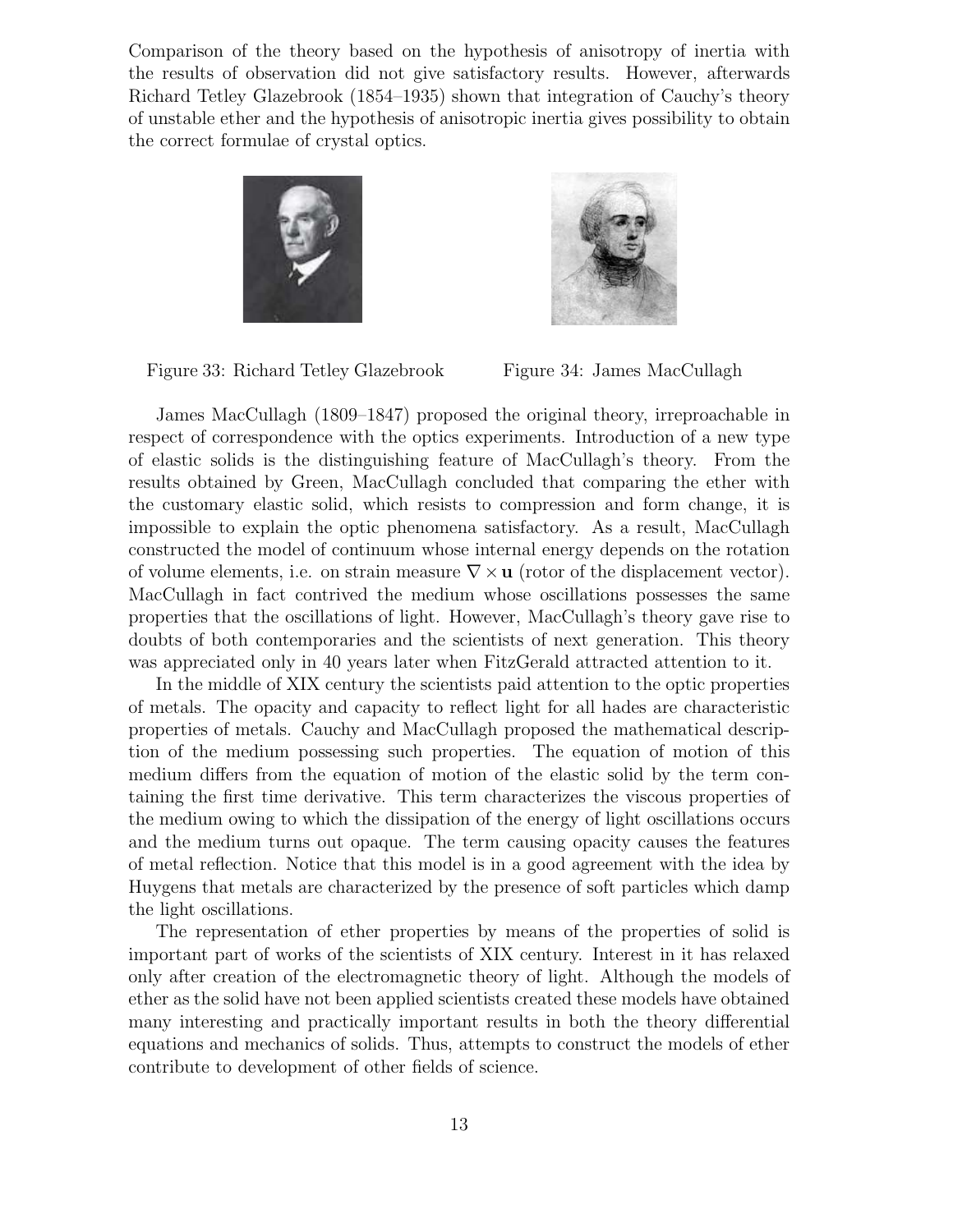Comparison of the theory based on the hypothesis of anisotropy of inertia with the results of observation did not give satisfactory results. However, afterwards Richard Tetley Glazebrook (1854–1935) shown that integration of Cauchy's theory of unstable ether and the hypothesis of anisotropic inertia gives possibility to obtain the correct formulae of crystal optics.

Figure 33: Richard Tetley Glazebrook

Figure 34: James MacCullagh

James MacCullagh (1809–1847) proposed the original theory, irreproachable in respect of correspondence with the optics experiments. Introduction of a new type of elastic solids is the distinguishing feature of MacCullagh's theory. From the results obtained by Green, MacCullagh concluded that comparing the ether with the customary elastic solid, which resists to compression and form change, it is impossible to explain the optic phenomena satisfactory. As a result, MacCullagh constructed the model of continuum whose internal energy depends on the rotation of volume elements, i.e. on strain measure $\nabla \times \mathbf{u}$ (rotor of the displacement vector). MacCullagh in fact contrived the medium whose oscillations possesses the same properties that the oscillations of light. However, MacCullagh's theory gave rise to doubts of both contemporaries and the scientists of next generation. This theory was appreciated only in 40 years later when FitzGerald attracted attention to it.

In the middle of XIX century the scientists paid attention to the optic properties of metals. The opacity and capacity to reflect light for all hades are characteristic properties of metals. Cauchy and MacCullagh proposed the mathematical description of the medium possessing such properties. The equation of motion of this medium differs from the equation of motion of the elastic solid by the term containing the first time derivative. This term characterizes the viscous properties of the medium owing to which the dissipation of the energy of light oscillations occurs and the medium turns out opaque. The term causing opacity causes the features of metal reflection. Notice that this model is in a good agreement with the idea by Huygens that metals are characterized by the presence of soft particles which damp the light oscillations.

The representation of ether properties by means of the properties of solid is important part of works of the scientists of XIX century. Interest in it has relaxed only after creation of the electromagnetic theory of light. Although the models of ether as the solid have not been applied scientists created these models have obtained many interesting and practically important results in both the theory differential equations and mechanics of solids. Thus, attempts to construct the models of ether contribute to development of other fields of science.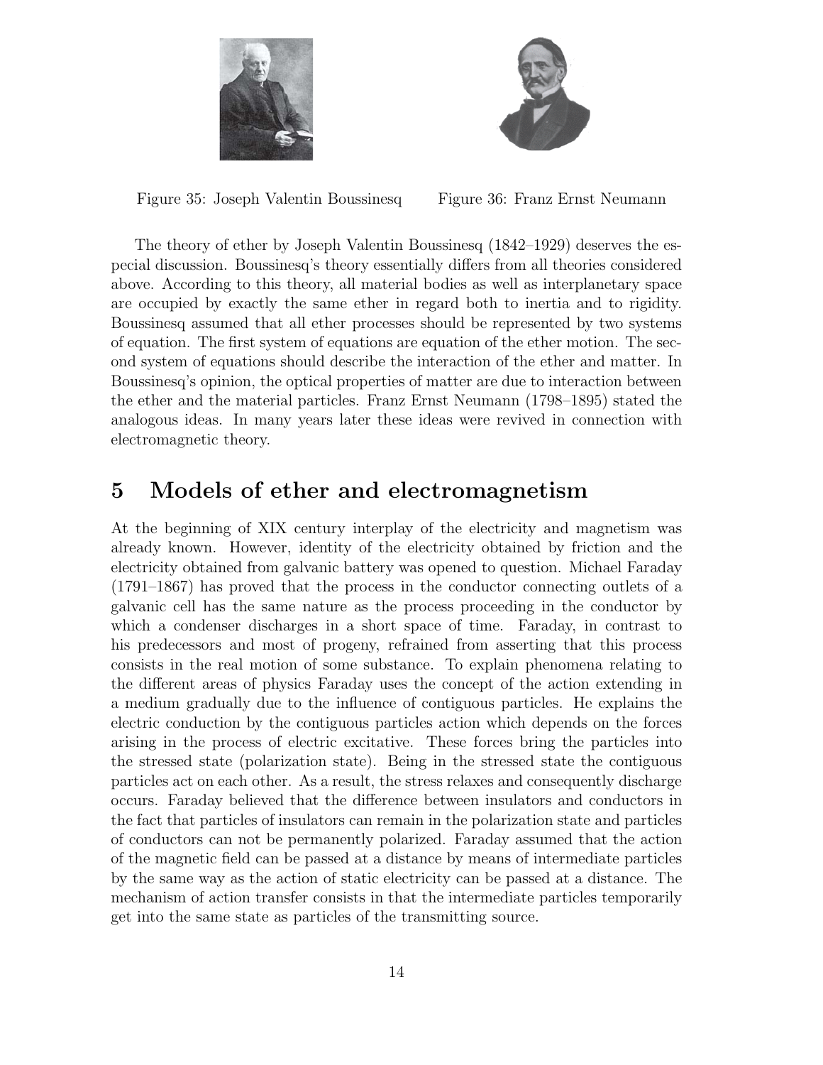Figure 35: Joseph Valentin Boussinesq

Figure 36: Franz Ernst Neumann

The theory of ether by Joseph Valentin Boussinesq (1842–1929) deserves the especial discussion. Boussinesq's theory essentially differs from all theories considered above. According to this theory, all material bodies as well as interplanetary space are occupied by exactly the same ether in regard both to inertia and to rigidity. Boussinesq assumed that all ether processes should be represented by two systems of equation. The first system of equations are equation of the ether motion. The second system of equations should describe the interaction of the ether and matter. In Boussinesq's opinion, the optical properties of matter are due to interaction between the ether and the material particles. Franz Ernst Neumann (1798–1895) stated the analogous ideas. In many years later these ideas were revived in connection with electromagnetic theory.

# 5 Models of ether and electromagnetism

At the beginning of XIX century interplay of the electricity and magnetism was already known. However, identity of the electricity obtained by friction and the electricity obtained from galvanic battery was opened to question. Michael Faraday (1791–1867) has proved that the process in the conductor connecting outlets of a galvanic cell has the same nature as the process proceeding in the conductor by which a condenser discharges in a short space of time. Faraday, in contrast to his predecessors and most of progeny, refrained from asserting that this process consists in the real motion of some substance. To explain phenomena relating to the different areas of physics Faraday uses the concept of the action extending in a medium gradually due to the influence of contiguous particles. He explains the electric conduction by the contiguous particles action which depends on the forces arising in the process of electric excitative. These forces bring the particles into the stressed state (polarization state). Being in the stressed state the contiguous particles act on each other. As a result, the stress relaxes and consequently discharge occurs. Faraday believed that the difference between insulators and conductors in the fact that particles of insulators can remain in the polarization state and particles of conductors can not be permanently polarized. Faraday assumed that the action of the magnetic field can be passed at a distance by means of intermediate particles by the same way as the action of static electricity can be passed at a distance. The mechanism of action transfer consists in that the intermediate particles temporarily get into the same state as particles of the transmitting source.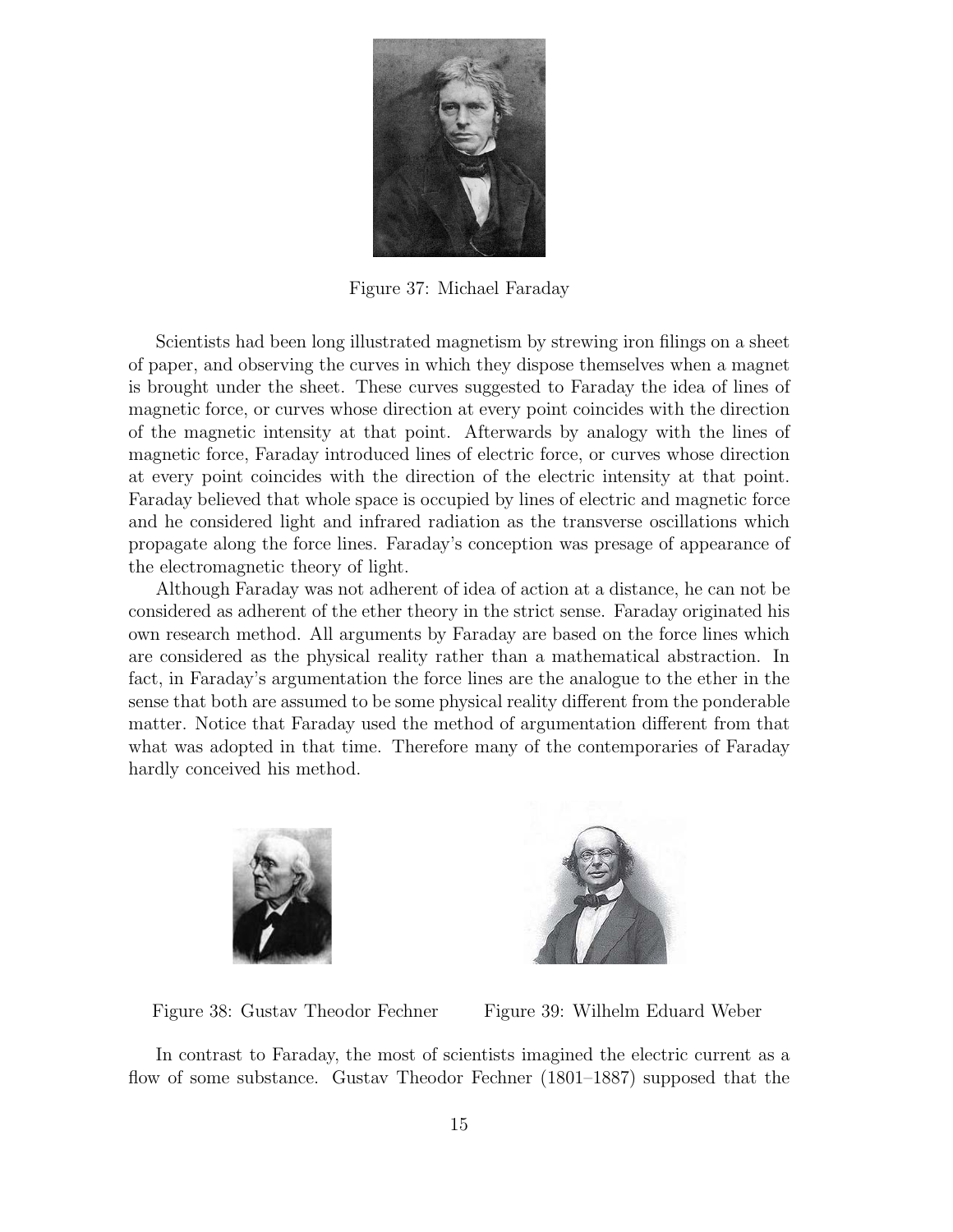Figure 37: Michael Faraday

Scientists had been long illustrated magnetism by strewing iron filings on a sheet of paper, and observing the curves in which they dispose themselves when a magnet is brought under the sheet. These curves suggested to Faraday the idea of lines of magnetic force, or curves whose direction at every point coincides with the direction of the magnetic intensity at that point. Afterwards by analogy with the lines of magnetic force, Faraday introduced lines of electric force, or curves whose direction at every point coincides with the direction of the electric intensity at that point. Faraday believed that whole space is occupied by lines of electric and magnetic force and he considered light and infrared radiation as the transverse oscillations which propagate along the force lines. Faraday's conception was presage of appearance of the electromagnetic theory of light.

Although Faraday was not adherent of idea of action at a distance, he can not be considered as adherent of the ether theory in the strict sense. Faraday originated his own research method. All arguments by Faraday are based on the force lines which are considered as the physical reality rather than a mathematical abstraction. In fact, in Faraday's argumentation the force lines are the analogue to the ether in the sense that both are assumed to be some physical reality different from the ponderable matter. Notice that Faraday used the method of argumentation different from that what was adopted in that time. Therefore many of the contemporaries of Faraday hardly conceived his method.

Figure 38: Gustav Theodor Fechner

Figure 39: Wilhelm Eduard Weber

In contrast to Faraday, the most of scientists imagined the electric current as a flow of some substance. Gustav Theodor Fechner (1801–1887) supposed that the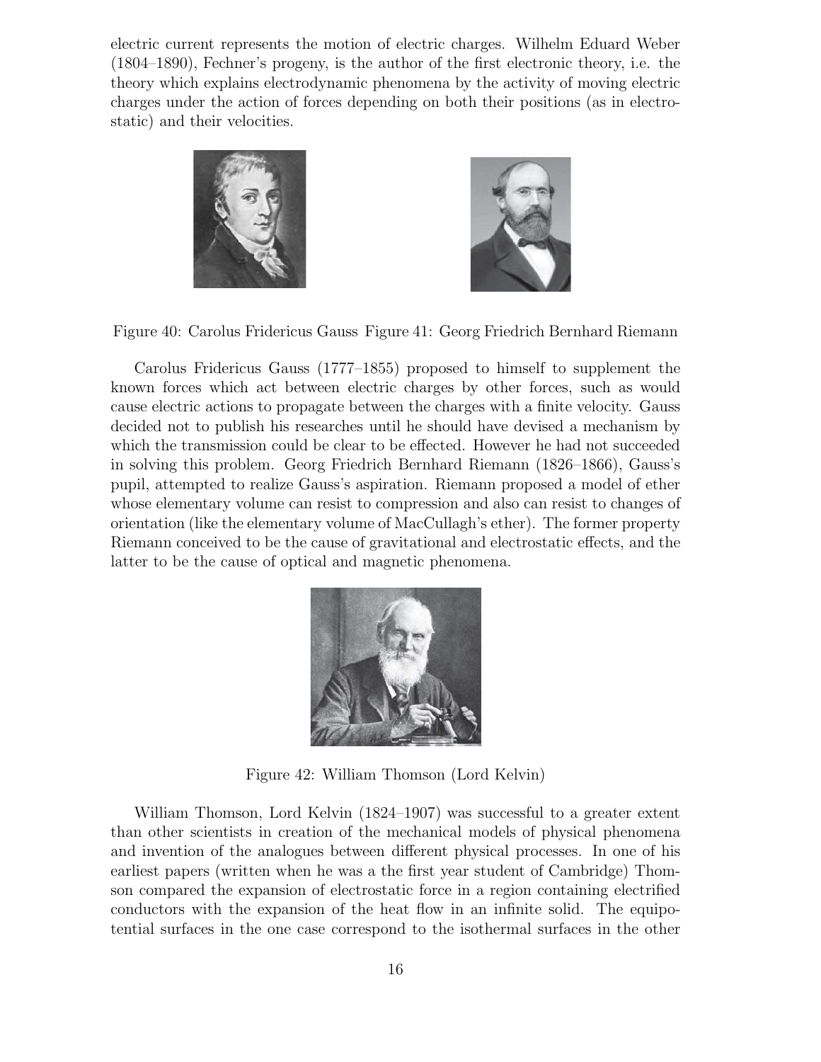electric current represents the motion of electric charges. Wilhelm Eduard Weber (1804–1890), Fechner's progeny, is the author of the first electronic theory, i.e. the theory which explains electrodynamic phenomena by the activity of moving electric charges under the action of forces depending on both their positions (as in electrostatic) and their velocities.

Figure 40: Carolus Fridericus Gauss Figure 41: Georg Friedrich Bernhard Riemann

Carolus Fridericus Gauss (1777–1855) proposed to himself to supplement the known forces which act between electric charges by other forces, such as would cause electric actions to propagate between the charges with a finite velocity. Gauss decided not to publish his researches until he should have devised a mechanism by which the transmission could be clear to be effected. However he had not succeeded in solving this problem. Georg Friedrich Bernhard Riemann (1826–1866), Gauss's pupil, attempted to realize Gauss's aspiration. Riemann proposed a model of ether whose elementary volume can resist to compression and also can resist to changes of orientation (like the elementary volume of MacCullagh's ether). The former property Riemann conceived to be the cause of gravitational and electrostatic effects, and the latter to be the cause of optical and magnetic phenomena.

Figure 42: William Thomson (Lord Kelvin)

William Thomson, Lord Kelvin (1824–1907) was successful to a greater extent than other scientists in creation of the mechanical models of physical phenomena and invention of the analogues between different physical processes. In one of his earliest papers (written when he was a the first year student of Cambridge) Thomson compared the expansion of electrostatic force in a region containing electrified conductors with the expansion of the heat flow in an infinite solid. The equipotential surfaces in the one case correspond to the isothermal surfaces in the other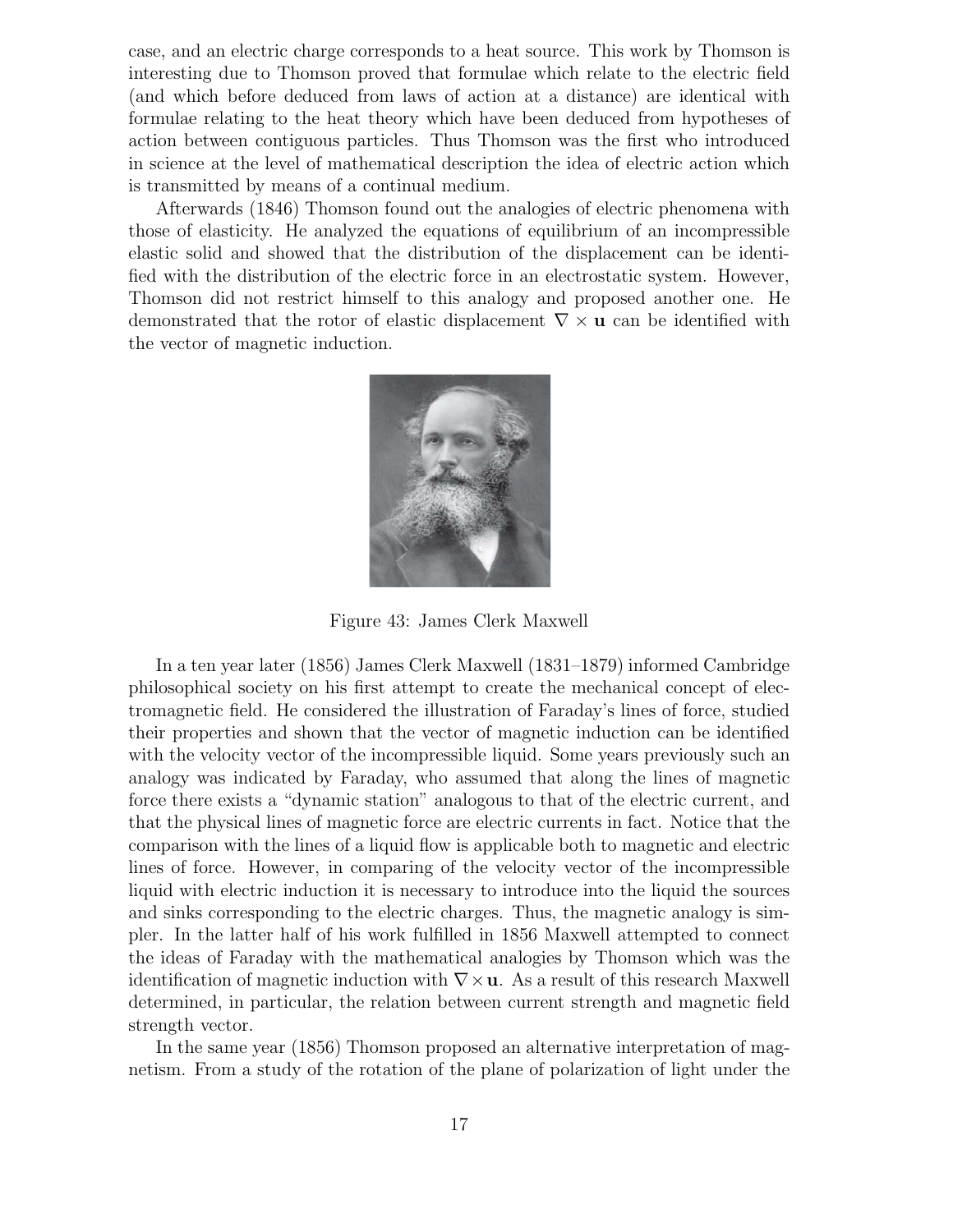case, and an electric charge corresponds to a heat source. This work by Thomson is interesting due to Thomson proved that formulae which relate to the electric field (and which before deduced from laws of action at a distance) are identical with formulae relating to the heat theory which have been deduced from hypotheses of action between contiguous particles. Thus Thomson was the first who introduced in science at the level of mathematical description the idea of electric action which is transmitted by means of a continual medium.

Afterwards (1846) Thomson found out the analogies of electric phenomena with those of elasticity. He analyzed the equations of equilibrium of an incompressible elastic solid and showed that the distribution of the displacement can be identified with the distribution of the electric force in an electrostatic system. However, Thomson did not restrict himself to this analogy and proposed another one. He demonstrated that the rotor of elastic displacement $\nabla \times \mathbf{u}$ can be identified with the vector of magnetic induction.

Figure 43: James Clerk Maxwell

In a ten year later (1856) James Clerk Maxwell (1831–1879) informed Cambridge philosophical society on his first attempt to create the mechanical concept of electromagnetic field. He considered the illustration of Faraday's lines of force, studied their properties and shown that the vector of magnetic induction can be identified with the velocity vector of the incompressible liquid. Some years previously such an analogy was indicated by Faraday, who assumed that along the lines of magnetic force there exists a "dynamic station" analogous to that of the electric current, and that the physical lines of magnetic force are electric currents in fact. Notice that the comparison with the lines of a liquid flow is applicable both to magnetic and electric lines of force. However, in comparing of the velocity vector of the incompressible liquid with electric induction it is necessary to introduce into the liquid the sources and sinks corresponding to the electric charges. Thus, the magnetic analogy is simpler. In the latter half of his work fulfilled in 1856 Maxwell attempted to connect the ideas of Faraday with the mathematical analogies by Thomson which was the identification of magnetic induction with $\nabla \times \mathbf{u}$. As a result of this research Maxwell determined, in particular, the relation between current strength and magnetic field strength vector.

In the same year (1856) Thomson proposed an alternative interpretation of magnetism. From a study of the rotation of the plane of polarization of light under the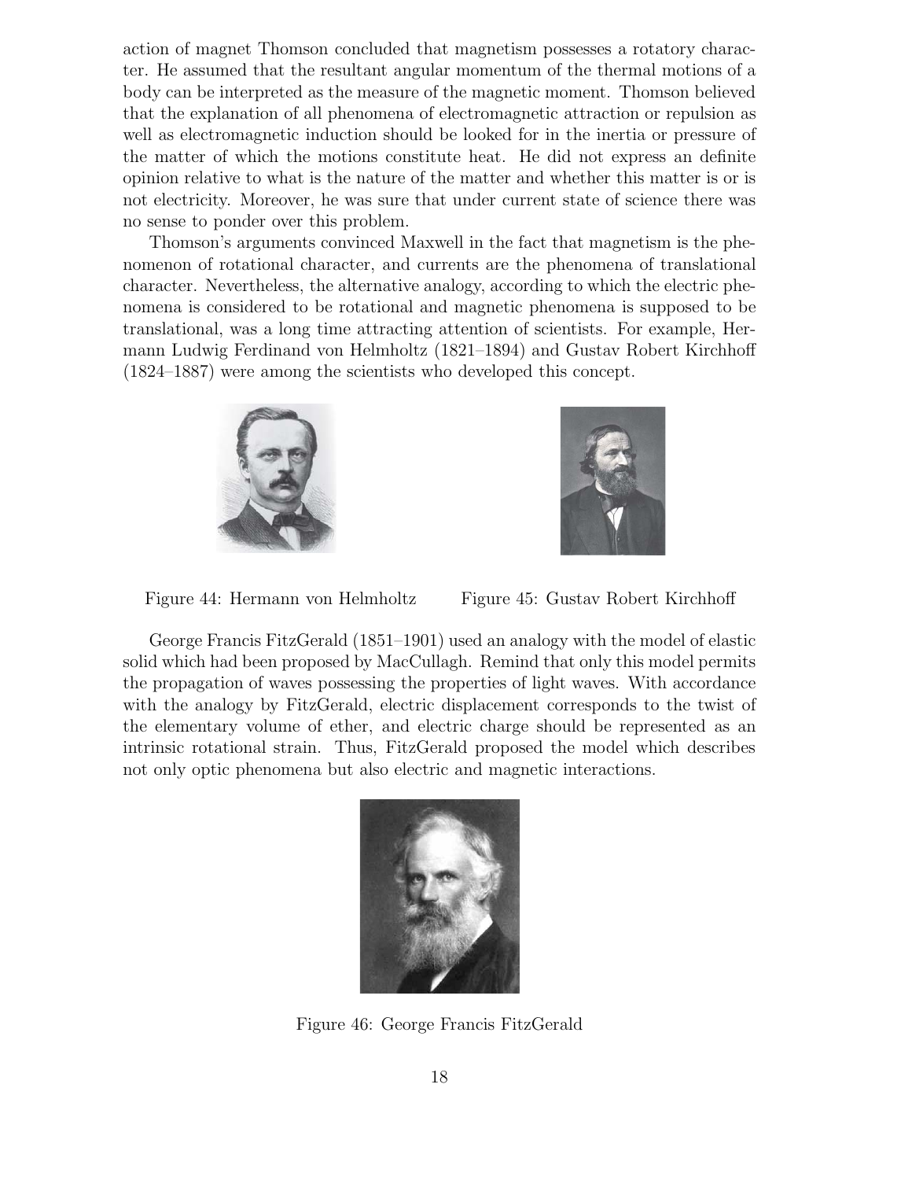action of magnet Thomson concluded that magnetism possesses a rotatory character. He assumed that the resultant angular momentum of the thermal motions of a body can be interpreted as the measure of the magnetic moment. Thomson believed that the explanation of all phenomena of electromagnetic attraction or repulsion as well as electromagnetic induction should be looked for in the inertia or pressure of the matter of which the motions constitute heat. He did not express an definite opinion relative to what is the nature of the matter and whether this matter is or is not electricity. Moreover, he was sure that under current state of science there was no sense to ponder over this problem.

Thomson's arguments convinced Maxwell in the fact that magnetism is the phenomenon of rotational character, and currents are the phenomena of translational character. Nevertheless, the alternative analogy, according to which the electric phenomena is considered to be rotational and magnetic phenomena is supposed to be translational, was a long time attracting attention of scientists. For example, Hermann Ludwig Ferdinand von Helmholtz (1821–1894) and Gustav Robert Kirchhoff (1824–1887) were among the scientists who developed this concept.

Figure 44: Hermann von Helmholtz

Figure 45: Gustav Robert Kirchhoff

George Francis FitzGerald (1851–1901) used an analogy with the model of elastic solid which had been proposed by MacCullagh. Remind that only this model permits the propagation of waves possessing the properties of light waves. With accordance with the analogy by FitzGerald, electric displacement corresponds to the twist of the elementary volume of ether, and electric charge should be represented as an intrinsic rotational strain. Thus, FitzGerald proposed the model which describes not only optic phenomena but also electric and magnetic interactions.

Figure 46: George Francis FitzGerald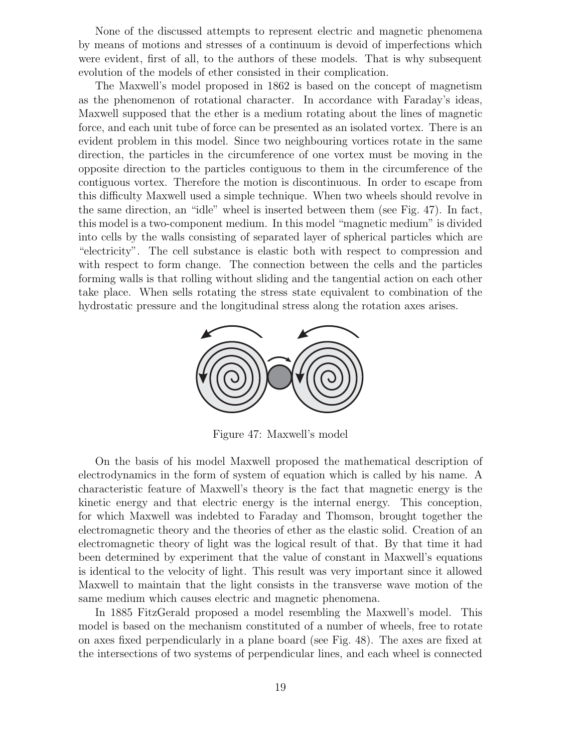None of the discussed attempts to represent electric and magnetic phenomena by means of motions and stresses of a continuum is devoid of imperfections which were evident, first of all, to the authors of these models. That is why subsequent evolution of the models of ether consisted in their complication.

The Maxwell's model proposed in 1862 is based on the concept of magnetism as the phenomenon of rotational character. In accordance with Faraday's ideas, Maxwell supposed that the ether is a medium rotating about the lines of magnetic force, and each unit tube of force can be presented as an isolated vortex. There is an evident problem in this model. Since two neighbouring vortices rotate in the same direction, the particles in the circumference of one vortex must be moving in the opposite direction to the particles contiguous to them in the circumference of the contiguous vortex. Therefore the motion is discontinuous. In order to escape from this difficulty Maxwell used a simple technique. When two wheels should revolve in the same direction, an "idle" wheel is inserted between them (see Fig. 47). In fact, this model is a two-component medium. In this model "magnetic medium" is divided into cells by the walls consisting of separated layer of spherical particles which are "electricity". The cell substance is elastic both with respect to compression and with respect to form change. The connection between the cells and the particles forming walls is that rolling without sliding and the tangential action on each other take place. When sells rotating the stress state equivalent to combination of the hydrostatic pressure and the longitudinal stress along the rotation axes arises.

Figure 47: Maxwell's model

On the basis of his model Maxwell proposed the mathematical description of electrodynamics in the form of system of equation which is called by his name. A characteristic feature of Maxwell's theory is the fact that magnetic energy is the kinetic energy and that electric energy is the internal energy. This conception, for which Maxwell was indebted to Faraday and Thomson, brought together the electromagnetic theory and the theories of ether as the elastic solid. Creation of an electromagnetic theory of light was the logical result of that. By that time it had been determined by experiment that the value of constant in Maxwell's equations is identical to the velocity of light. This result was very important since it allowed Maxwell to maintain that the light consists in the transverse wave motion of the same medium which causes electric and magnetic phenomena.

In 1885 FitzGerald proposed a model resembling the Maxwell's model. This model is based on the mechanism constituted of a number of wheels, free to rotate on axes fixed perpendicularly in a plane board (see Fig. 48). The axes are fixed at the intersections of two systems of perpendicular lines, and each wheel is connected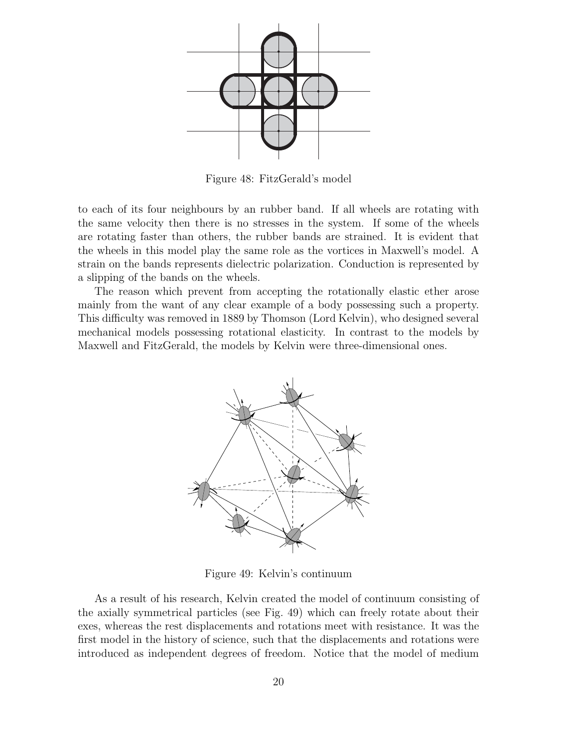Figure 48: FitzGerald's model

to each of its four neighbours by an rubber band. If all wheels are rotating with the same velocity then there is no stresses in the system. If some of the wheels are rotating faster than others, the rubber bands are strained. It is evident that the wheels in this model play the same role as the vortices in Maxwell's model. A strain on the bands represents dielectric polarization. Conduction is represented by a slipping of the bands on the wheels.

The reason which prevent from accepting the rotationally elastic ether arose mainly from the want of any clear example of a body possessing such a property. This difficulty was removed in 1889 by Thomson (Lord Kelvin), who designed several mechanical models possessing rotational elasticity. In contrast to the models by Maxwell and FitzGerald, the models by Kelvin were three-dimensional ones.

Figure 49: Kelvin's continuum

As a result of his research, Kelvin created the model of continuum consisting of the axially symmetrical particles (see Fig. 49) which can freely rotate about their exes, whereas the rest displacements and rotations meet with resistance. It was the first model in the history of science, such that the displacements and rotations were introduced as independent degrees of freedom. Notice that the model of medium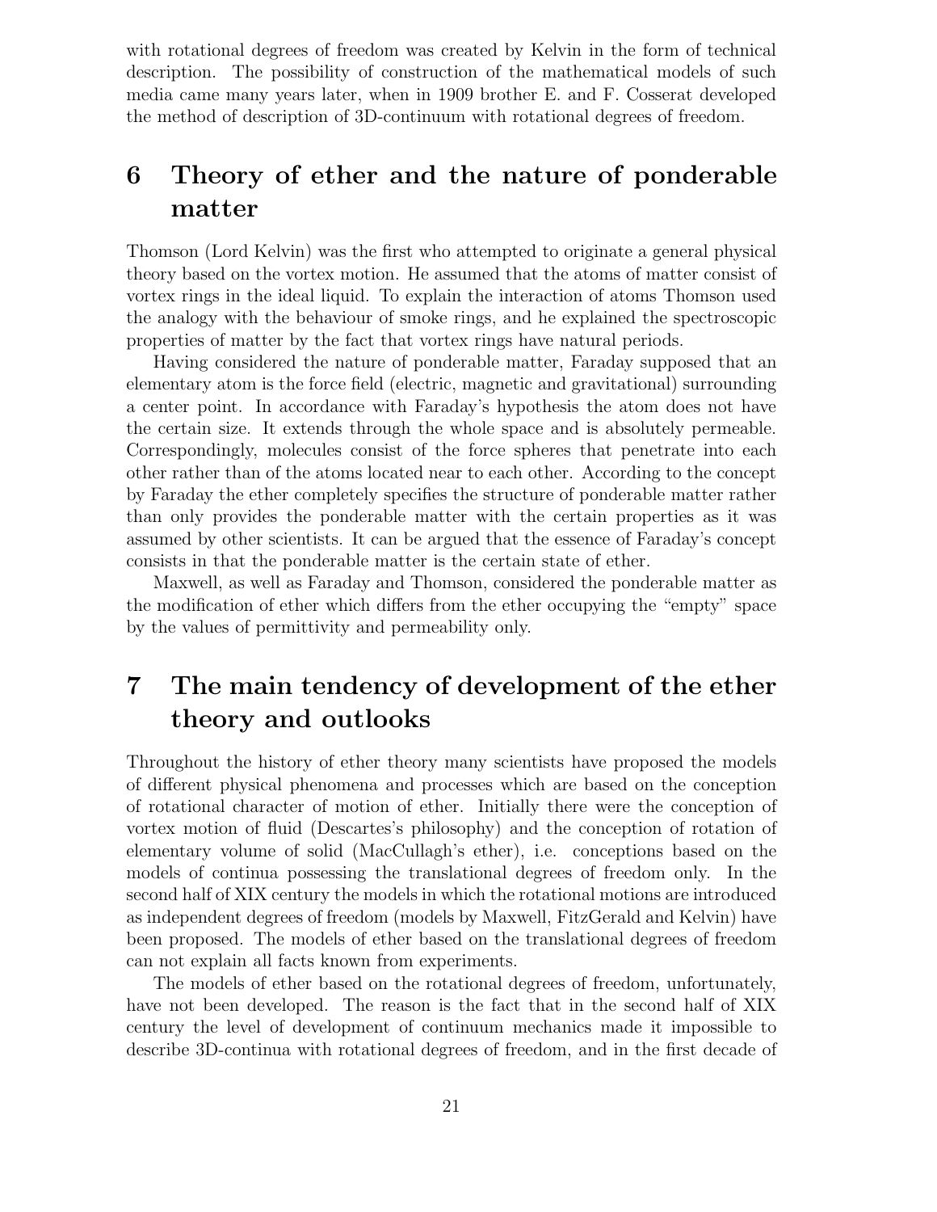with rotational degrees of freedom was created by Kelvin in the form of technical description. The possibility of construction of the mathematical models of such media came many years later, when in 1909 brother E. and F. Cosserat developed the method of description of 3D-continuum with rotational degrees of freedom.

# 6 Theory of ether and the nature of ponderable matter

Thomson (Lord Kelvin) was the first who attempted to originate a general physical theory based on the vortex motion. He assumed that the atoms of matter consist of vortex rings in the ideal liquid. To explain the interaction of atoms Thomson used the analogy with the behaviour of smoke rings, and he explained the spectroscopic properties of matter by the fact that vortex rings have natural periods.

Having considered the nature of ponderable matter, Faraday supposed that an elementary atom is the force field (electric, magnetic and gravitational) surrounding a center point. In accordance with Faraday's hypothesis the atom does not have the certain size. It extends through the whole space and is absolutely permeable. Correspondingly, molecules consist of the force spheres that penetrate into each other rather than of the atoms located near to each other. According to the concept by Faraday the ether completely specifies the structure of ponderable matter rather than only provides the ponderable matter with the certain properties as it was assumed by other scientists. It can be argued that the essence of Faraday's concept consists in that the ponderable matter is the certain state of ether.

Maxwell, as well as Faraday and Thomson, considered the ponderable matter as the modification of ether which differs from the ether occupying the "empty" space by the values of permittivity and permeability only.

# 7 The main tendency of development of the ether theory and outlooks

Throughout the history of ether theory many scientists have proposed the models of different physical phenomena and processes which are based on the conception of rotational character of motion of ether. Initially there were the conception of vortex motion of fluid (Descartes's philosophy) and the conception of rotation of elementary volume of solid (MacCullagh's ether), i.e. conceptions based on the models of continua possessing the translational degrees of freedom only. In the second half of XIX century the models in which the rotational motions are introduced as independent degrees of freedom (models by Maxwell, FitzGerald and Kelvin) have been proposed. The models of ether based on the translational degrees of freedom can not explain all facts known from experiments.

The models of ether based on the rotational degrees of freedom, unfortunately, have not been developed. The reason is the fact that in the second half of XIX century the level of development of continuum mechanics made it impossible to describe 3D-continua with rotational degrees of freedom, and in the first decade of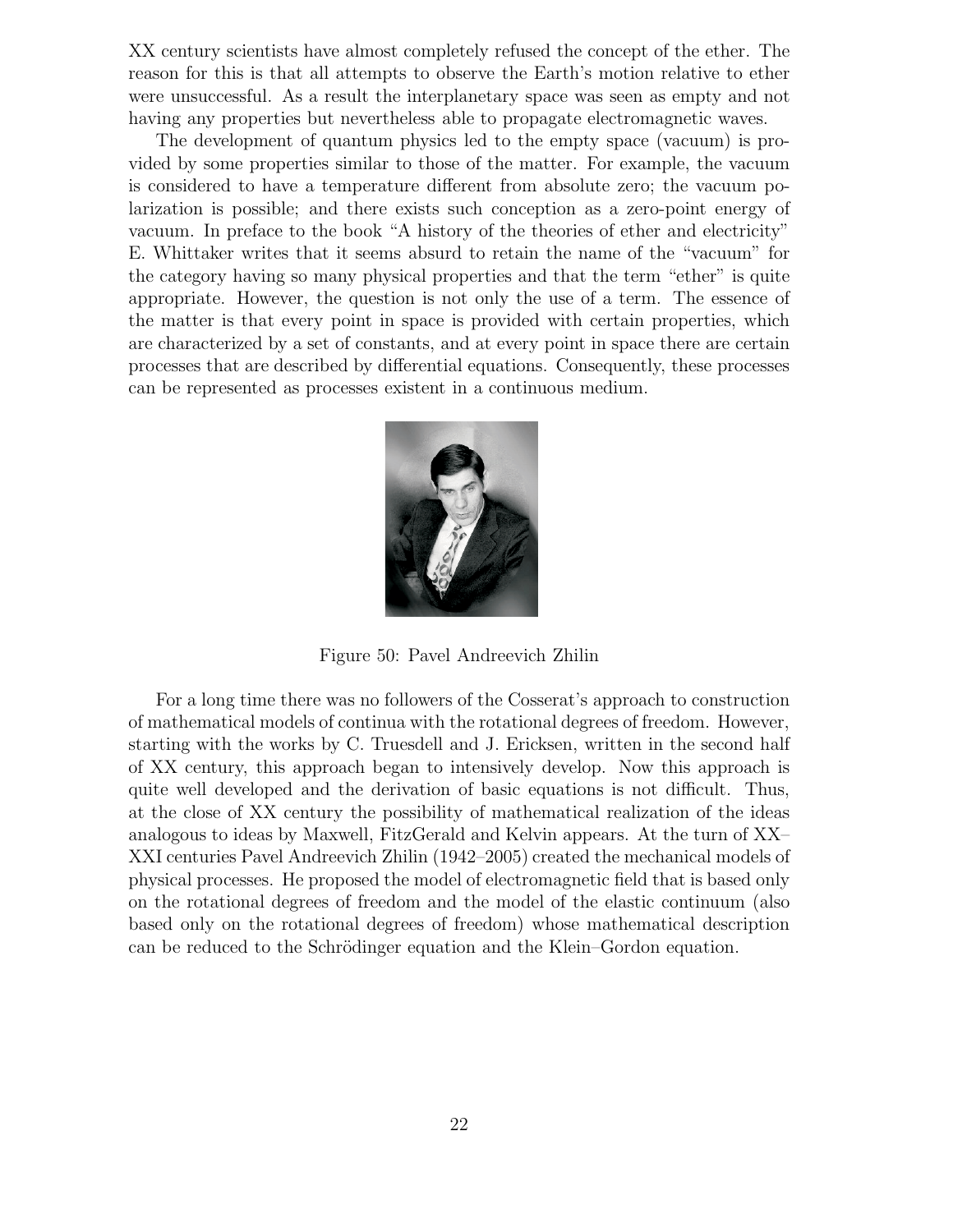XX century scientists have almost completely refused the concept of the ether. The reason for this is that all attempts to observe the Earth's motion relative to ether were unsuccessful. As a result the interplanetary space was seen as empty and not having any properties but nevertheless able to propagate electromagnetic waves.

The development of quantum physics led to the empty space (vacuum) is provided by some properties similar to those of the matter. For example, the vacuum is considered to have a temperature different from absolute zero; the vacuum polarization is possible; and there exists such conception as a zero-point energy of vacuum. In preface to the book "A history of the theories of ether and electricity" E. Whittaker writes that it seems absurd to retain the name of the "vacuum" for the category having so many physical properties and that the term "ether" is quite appropriate. However, the question is not only the use of a term. The essence of the matter is that every point in space is provided with certain properties, which are characterized by a set of constants, and at every point in space there are certain processes that are described by differential equations. Consequently, these processes can be represented as processes existent in a continuous medium.

Figure 50: Pavel Andreevich Zhilin

For a long time there was no followers of the Cosserat's approach to construction of mathematical models of continua with the rotational degrees of freedom. However, starting with the works by C. Truesdell and J. Ericksen, written in the second half of XX century, this approach began to intensively develop. Now this approach is quite well developed and the derivation of basic equations is not difficult. Thus, at the close of XX century the possibility of mathematical realization of the ideas analogous to ideas by Maxwell, FitzGerald and Kelvin appears. At the turn of XX–XXI centuries Pavel Andreevich Zhilin (1942–2005) created the mechanical models of physical processes. He proposed the model of electromagnetic field that is based only on the rotational degrees of freedom and the model of the elastic continuum (also based only on the rotational degrees of freedom) whose mathematical description can be reduced to the Schrödinger equation and the Klein–Gordon equation.